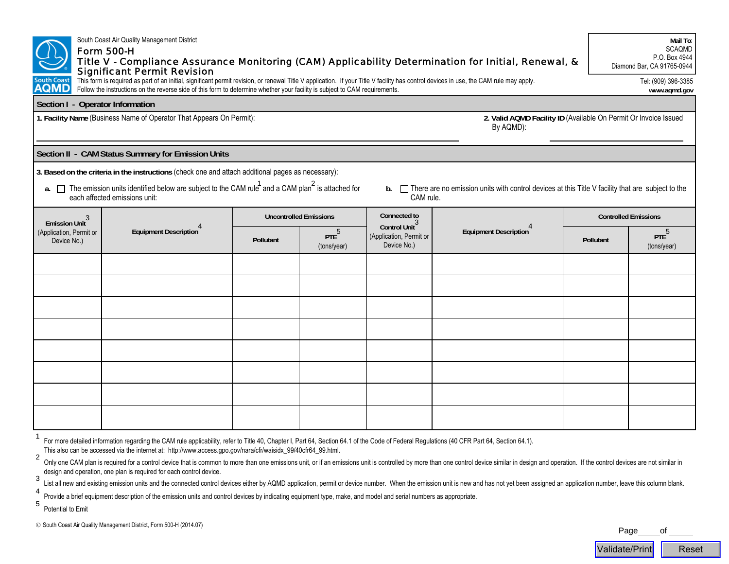South Coast Air Quality Management District

# Form 500-H

## Title V - Compliance Assurance Monitoring (CAM) Applicability Determination for Initial, Renewal, & Significant Permit Revision

This form is required as part of an initial, significant permit revision, or renewal Title V application. If your Title V facility has control devices in use, the CAM rule may apply. Follow the instructions on the reverse side of this form to determine whether your facility is subject to CAM requirements.

**Mail To:**
SCAQMD
P.O. Box 4944
Diamond Bar, CA 91765-0944

Tel: (909) 396-3385
**www.aqmd.gov**

## Section I - Operator Information

**1. Facility Name** (Business Name of Operator That Appears On Permit): ______________________

**2. Valid AQMD Facility ID** (Available On Permit Or Invoice Issued By AQMD): ______________________

## Section II - CAM Status Summary for Emission Units

**3. Based on the criteria in the instructions** (check one and attach additional pages as necessary):

**a.** ☐ The emission units identified below are subject to the CAM rule[1] and a CAM plan[2] is attached for each affected emissions unit:

**b.** ☐ There are no emission units with control devices at this Title V facility that are subject to the CAM rule.

| Emission Unit[3] (Application, Permit or Device No.) | Equipment Description[4] | Uncontrolled Emissions | | Connected to Control Unit[3] (Application, Permit or Device No.) | Equipment Description[4] | Controlled Emissions | |
|---|---|---|---|---|---|---|---|
| | | Pollutant | PTE[5] (tons/year) | | | Pollutant | PTE[5] (tons/year) |
| | | | | | | | |
| | | | | | | | |
| | | | | | | | |
| | | | | | | | |
| | | | | | | | |
| | | | | | | | |
| | | | | | | | |
| | | | | | | | |

[1] For more detailed information regarding the CAM rule applicability, refer to Title 40, Chapter I, Part 64, Section 64.1 of the Code of Federal Regulations (40 CFR Part 64, Section 64.1). This also can be accessed via the internet at: http://www.access.gpo.gov/nara/cfr/waisidx_99/40cfr64_99.html.

[2] Only one CAM plan is required for a control device that is common to more than one emissions unit, or if an emissions unit is controlled by more than one control device similar in design and operation. If the control devices are not similar in design and operation, one plan is required for each control device.

[3] List all new and existing emission units and the connected control devices either by AQMD application, permit or device number. When the emission unit is new and has not yet been assigned an application number, leave this column blank.

[4] Provide a brief equipment description of the emission units and control devices by indicating equipment type, make, and model and serial numbers as appropriate.

[5] Potential to Emit

© South Coast Air Quality Management District, Form 500-H (2014.07)

Page_____of _____

Validate/Print | Reset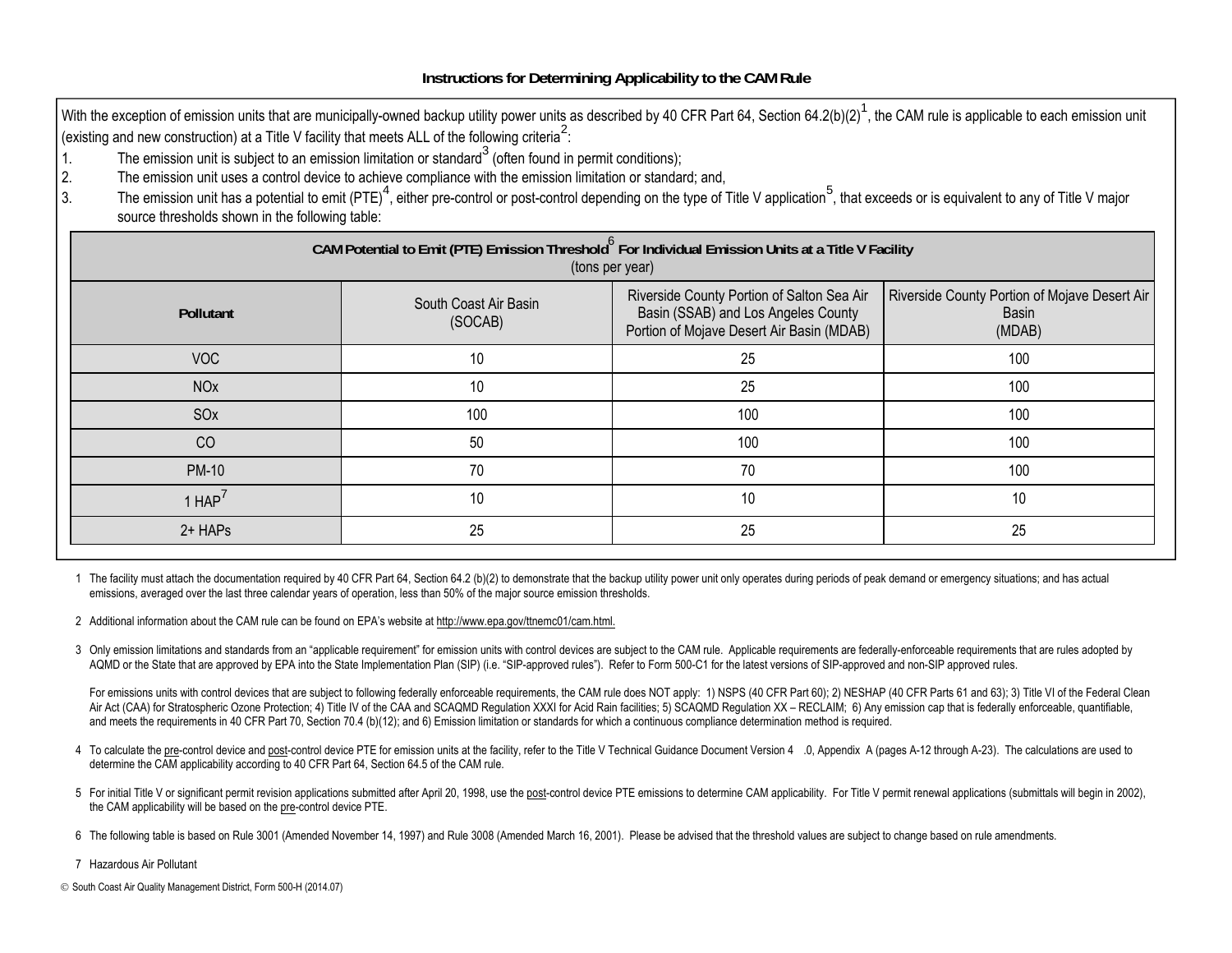## Instructions for Determining Applicability to the CAM Rule

With the exception of emission units that are municipally-owned backup utility power units as described by 40 CFR Part 64, Section 64.2(b)(2)[1], the CAM rule is applicable to each emission unit (existing and new construction) at a Title V facility that meets ALL of the following criteria[2]:

1. The emission unit is subject to an emission limitation or standard[3] (often found in permit conditions);
2. The emission unit uses a control device to achieve compliance with the emission limitation or standard; and,
3. The emission unit has a potential to emit (PTE)[4], either pre-control or post-control depending on the type of Title V application[5], that exceeds or is equivalent to any of Title V major source thresholds shown in the following table:

| **CAM Potential to Emit (PTE) Emission Threshold[6] For Individual Emission Units at a Title V Facility** (tons per year) | | | |
|---|---|---|---|
| **Pollutant** | South Coast Air Basin (SOCAB) | Riverside County Portion of Salton Sea Air Basin (SSAB) and Los Angeles County Portion of Mojave Desert Air Basin (MDAB) | Riverside County Portion of Mojave Desert Air Basin (MDAB) |
| VOC | 10 | 25 | 100 |
| NOx | 10 | 25 | 100 |
| SOx | 100 | 100 | 100 |
| CO | 50 | 100 | 100 |
| PM-10 | 70 | 70 | 100 |
| 1 HAP[7] | 10 | 10 | 10 |
| 2+ HAPs | 25 | 25 | 25 |

1 The facility must attach the documentation required by 40 CFR Part 64, Section 64.2 (b)(2) to demonstrate that the backup utility power unit only operates during periods of peak demand or emergency situations; and has actual emissions, averaged over the last three calendar years of operation, less than 50% of the major source emission thresholds.

2 Additional information about the CAM rule can be found on EPA's website at http://www.epa.gov/ttnemc01/cam.html.

3 Only emission limitations and standards from an "applicable requirement" for emission units with control devices are subject to the CAM rule. Applicable requirements are federally-enforceable requirements that are rules adopted by AQMD or the State that are approved by EPA into the State Implementation Plan (SIP) (i.e. "SIP-approved rules"). Refer to Form 500-C1 for the latest versions of SIP-approved and non-SIP approved rules.

For emissions units with control devices that are subject to following federally enforceable requirements, the CAM rule does NOT apply: 1) NSPS (40 CFR Part 60); 2) NESHAP (40 CFR Parts 61 and 63); 3) Title VI of the Federal Clean Air Act (CAA) for Stratospheric Ozone Protection; 4) Title IV of the CAA and SCAQMD Regulation XXXI for Acid Rain facilities; 5) SCAQMD Regulation XX – RECLAIM; 6) Any emission cap that is federally enforceable, quantifiable, and meets the requirements in 40 CFR Part 70, Section 70.4 (b)(12); and 6) Emission limitation or standards for which a continuous compliance determination method is required.

4 To calculate the pre-control device and post-control device PTE for emission units at the facility, refer to the Title V Technical Guidance Document Version 4 .0, Appendix A (pages A-12 through A-23). The calculations are used to determine the CAM applicability according to 40 CFR Part 64, Section 64.5 of the CAM rule.

5 For initial Title V or significant permit revision applications submitted after April 20, 1998, use the post-control device PTE emissions to determine CAM applicability. For Title V permit renewal applications (submittals will begin in 2002), the CAM applicability will be based on the pre-control device PTE.

6 The following table is based on Rule 3001 (Amended November 14, 1997) and Rule 3008 (Amended March 16, 2001). Please be advised that the threshold values are subject to change based on rule amendments.

7 Hazardous Air Pollutant

© South Coast Air Quality Management District, Form 500-H (2014.07)